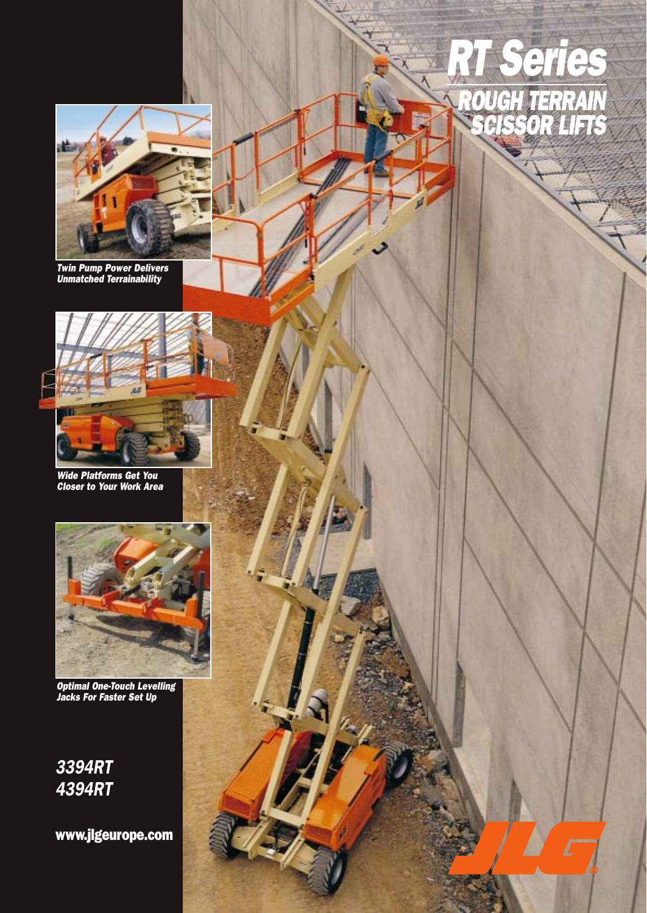# RT Series

## ROUGH TERRAIN SCISSOR LIFTS

*Twin Pump Power Delivers Unmatched Terrainability*

*Wide Platforms Get You Closer to Your Work Area*

*Optimal One-Touch Levelling Jacks For Faster Set Up*

***3394RT***
***4394RT***

**www.jlgeurope.com**

JLG®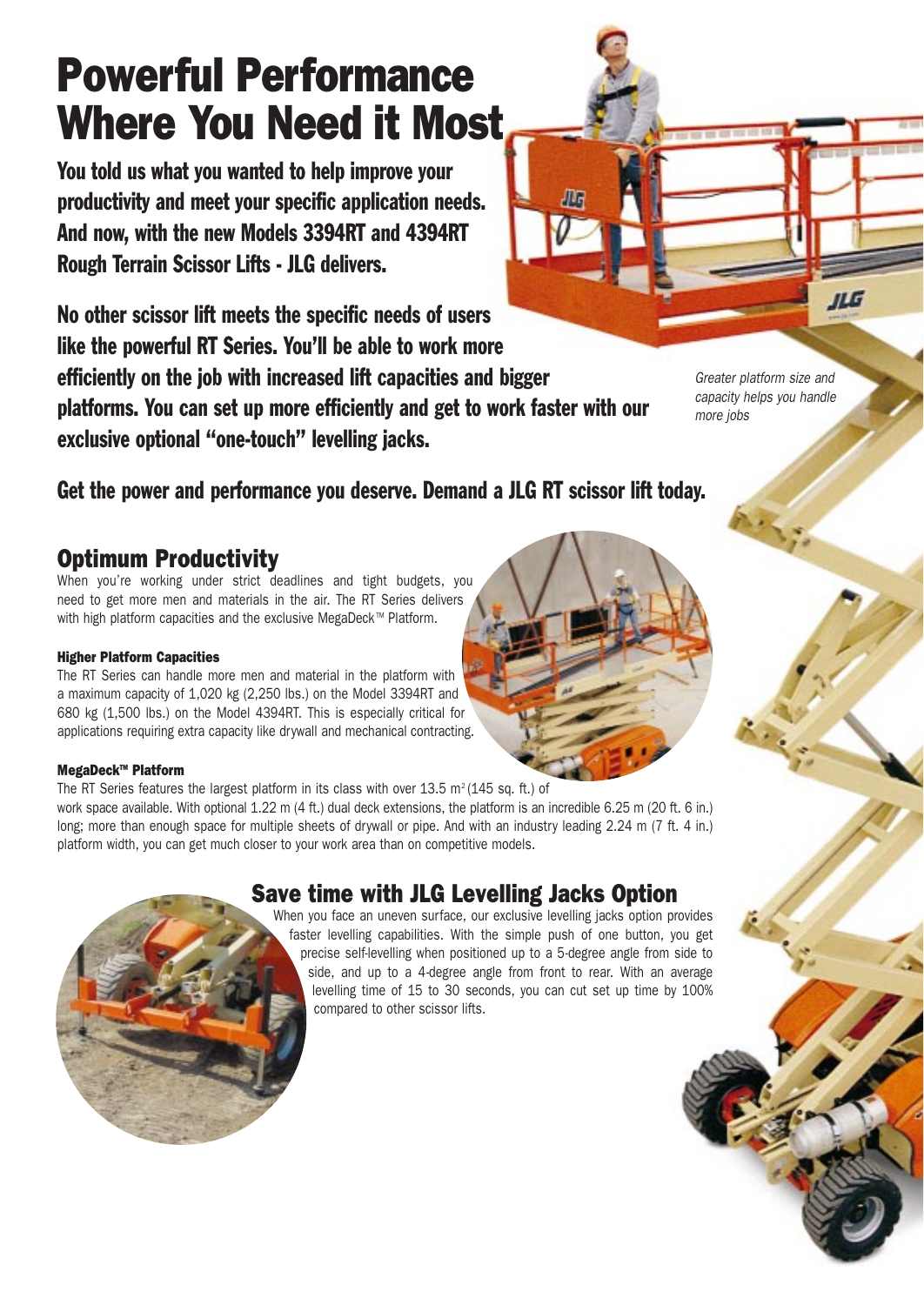# Powerful Performance Where You Need it Most

**You told us what you wanted to help improve your productivity and meet your specific application needs. And now, with the new Models 3394RT and 4394RT Rough Terrain Scissor Lifts - JLG delivers.**

**No other scissor lift meets the specific needs of users like the powerful RT Series. You'll be able to work more efficiently on the job with increased lift capacities and bigger platforms. You can set up more efficiently and get to work faster with our exclusive optional "one-touch" levelling jacks.**

*Greater platform size and capacity helps you handle more jobs*

**Get the power and performance you deserve. Demand a JLG RT scissor lift today.**

## Optimum Productivity

When you're working under strict deadlines and tight budgets, you need to get more men and materials in the air. The RT Series delivers with high platform capacities and the exclusive MegaDeck™ Platform.

#### Higher Platform Capacities

The RT Series can handle more men and material in the platform with a maximum capacity of 1,020 kg (2,250 lbs.) on the Model 3394RT and 680 kg (1,500 lbs.) on the Model 4394RT. This is especially critical for applications requiring extra capacity like drywall and mechanical contracting.

#### MegaDeck™ Platform

The RT Series features the largest platform in its class with over 13.5 $m^2$ (145 sq. ft.) of work space available. With optional 1.22 m (4 ft.) dual deck extensions, the platform is an incredible 6.25 m (20 ft. 6 in.) long; more than enough space for multiple sheets of drywall or pipe. And with an industry leading 2.24 m (7 ft. 4 in.) platform width, you can get much closer to your work area than on competitive models.

## Save time with JLG Levelling Jacks Option

When you face an uneven surface, our exclusive levelling jacks option provides faster levelling capabilities. With the simple push of one button, you get precise self-levelling when positioned up to a 5-degree angle from side to side, and up to a 4-degree angle from front to rear. With an average levelling time of 15 to 30 seconds, you can cut set up time by 100% compared to other scissor lifts.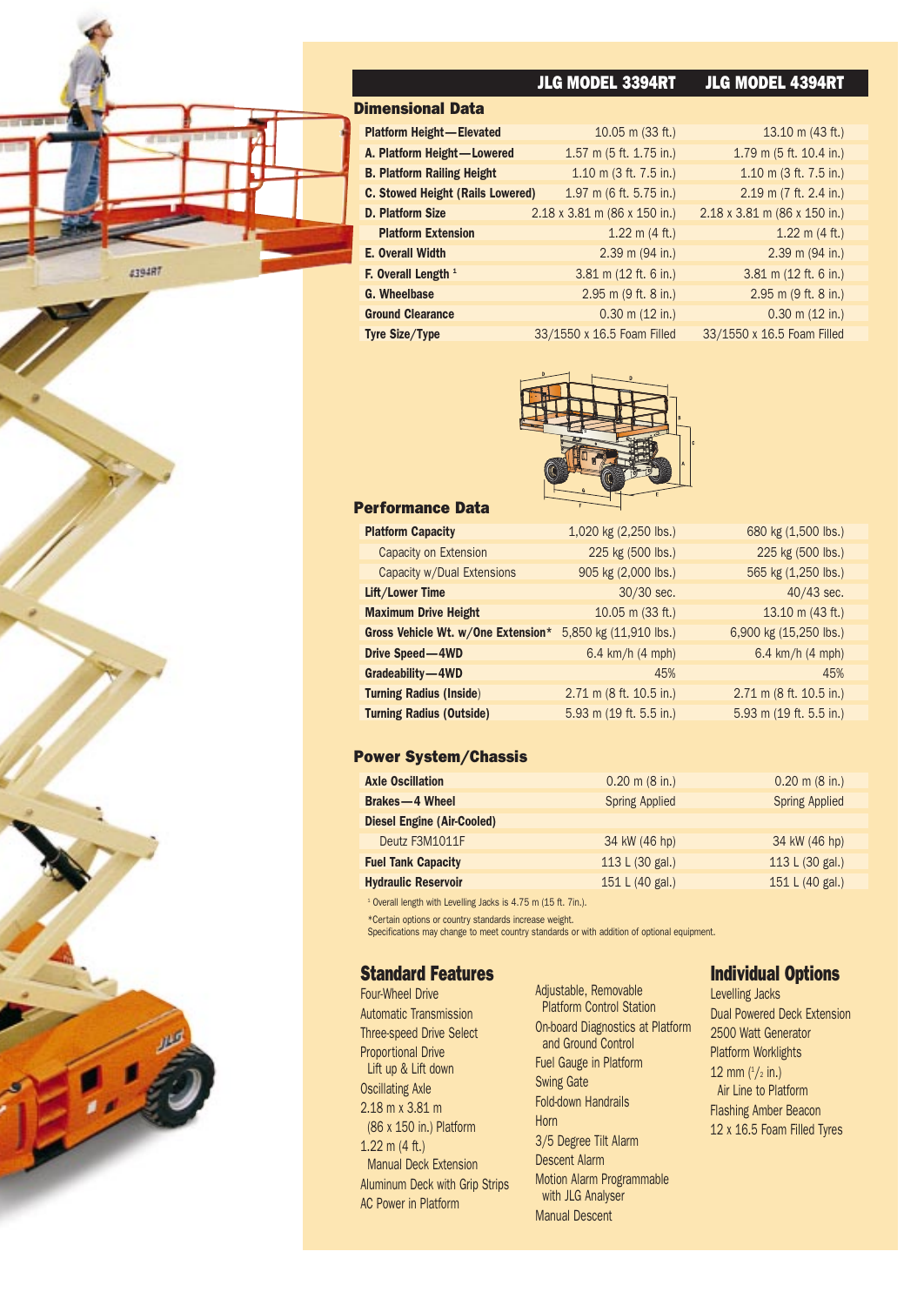| | JLG MODEL 3394RT | JLG MODEL 4394RT |
|---|---|---|
| **Dimensional Data** | | |
| **Platform Height—Elevated** | 10.05 m (33 ft.) | 13.10 m (43 ft.) |
| **A. Platform Height—Lowered** | 1.57 m (5 ft. 1.75 in.) | 1.79 m (5 ft. 10.4 in.) |
| **B. Platform Railing Height** | 1.10 m (3 ft. 7.5 in.) | 1.10 m (3 ft. 7.5 in.) |
| **C. Stowed Height (Rails Lowered)** | 1.97 m (6 ft. 5.75 in.) | 2.19 m (7 ft. 2.4 in.) |
| **D. Platform Size** | 2.18 x 3.81 m (86 x 150 in.) | 2.18 x 3.81 m (86 x 150 in.) |
| **Platform Extension** | 1.22 m (4 ft.) | 1.22 m (4 ft.) |
| **E. Overall Width** | 2.39 m (94 in.) | 2.39 m (94 in.) |
| **F. Overall Length** [1] | 3.81 m (12 ft. 6 in.) | 3.81 m (12 ft. 6 in.) |
| **G. Wheelbase** | 2.95 m (9 ft. 8 in.) | 2.95 m (9 ft. 8 in.) |
| **Ground Clearance** | 0.30 m (12 in.) | 0.30 m (12 in.) |
| **Tyre Size/Type** | 33/1550 x 16.5 Foam Filled | 33/1550 x 16.5 Foam Filled |

## Performance Data

| | JLG MODEL 3394RT | JLG MODEL 4394RT |
|---|---|---|
| **Platform Capacity** | 1,020 kg (2,250 lbs.) | 680 kg (1,500 lbs.) |
| Capacity on Extension | 225 kg (500 lbs.) | 225 kg (500 lbs.) |
| Capacity w/Dual Extensions | 905 kg (2,000 lbs.) | 565 kg (1,250 lbs.) |
| **Lift/Lower Time** | 30/30 sec. | 40/43 sec. |
| **Maximum Drive Height** | 10.05 m (33 ft.) | 13.10 m (43 ft.) |
| **Gross Vehicle Wt. w/One Extension*** | 5,850 kg (11,910 lbs.) | 6,900 kg (15,250 lbs.) |
| **Drive Speed—4WD** | 6.4 km/h (4 mph) | 6.4 km/h (4 mph) |
| **Gradeability—4WD** | 45% | 45% |
| **Turning Radius (Inside)** | 2.71 m (8 ft. 10.5 in.) | 2.71 m (8 ft. 10.5 in.) |
| **Turning Radius (Outside)** | 5.93 m (19 ft. 5.5 in.) | 5.93 m (19 ft. 5.5 in.) |

## Power System/Chassis

| | JLG MODEL 3394RT | JLG MODEL 4394RT |
|---|---|---|
| **Axle Oscillation** | 0.20 m (8 in.) | 0.20 m (8 in.) |
| **Brakes—4 Wheel** | Spring Applied | Spring Applied |
| **Diesel Engine (Air-Cooled)** | | |
| Deutz F3M1011F | 34 kW (46 hp) | 34 kW (46 hp) |
| **Fuel Tank Capacity** | 113 L (30 gal.) | 113 L (30 gal.) |
| **Hydraulic Reservoir** | 151 L (40 gal.) | 151 L (40 gal.) |

[1] Overall length with Levelling Jacks is 4.75 m (15 ft. 7in.).

*Certain options or country standards increase weight.
Specifications may change to meet country standards or with addition of optional equipment.

## Standard Features

- Four-Wheel Drive
- Automatic Transmission
- Three-speed Drive Select
- Proportional Drive Lift up & Lift down
- Oscillating Axle
- 2.18 m x 3.81 m (86 x 150 in.) Platform
- 1.22 m (4 ft.) Manual Deck Extension
- Aluminum Deck with Grip Strips
- AC Power in Platform
- Adjustable, Removable Platform Control Station
- On-board Diagnostics at Platform and Ground Control
- Fuel Gauge in Platform
- Swing Gate
- Fold-down Handrails
- Horn
- 3/5 Degree Tilt Alarm
- Descent Alarm
- Motion Alarm Programmable with JLG Analyser
- Manual Descent

## Individual Options

- Levelling Jacks
- Dual Powered Deck Extension
- 2500 Watt Generator
- Platform Worklights
- 12 mm ($^1/_2$ in.) Air Line to Platform
- Flashing Amber Beacon
- 12 x 16.5 Foam Filled Tyres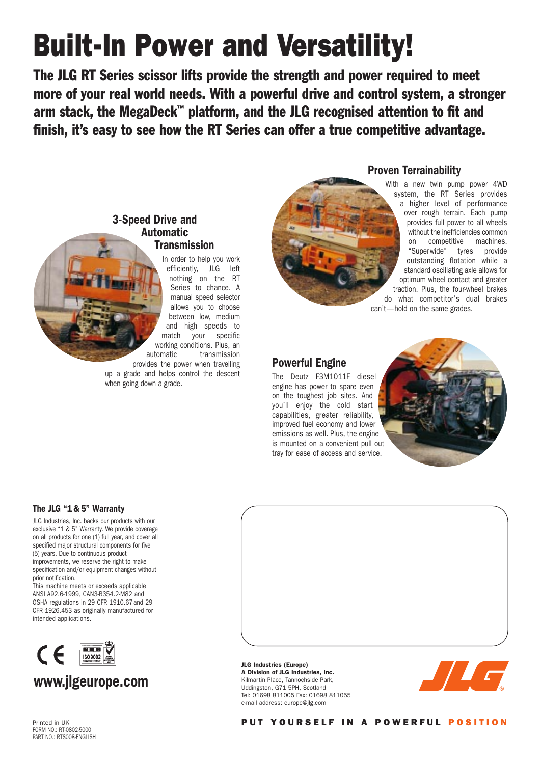# Built-In Power and Versatility!

**The JLG RT Series scissor lifts provide the strength and power required to meet more of your real world needs. With a powerful drive and control system, a stronger arm stack, the MegaDeck™ platform, and the JLG recognised attention to fit and finish, it's easy to see how the RT Series can offer a true competitive advantage.**

## 3-Speed Drive and Automatic Transmission

In order to help you work efficiently, JLG left nothing on the RT Series to chance. A manual speed selector allows you to choose between low, medium and high speeds to match your specific working conditions. Plus, an automatic transmission provides the power when travelling up a grade and helps control the descent when going down a grade.

## Proven Terrainability

With a new twin pump power 4WD system, the RT Series provides a higher level of performance over rough terrain. Each pump provides full power to all wheels without the inefficiencies common on competitive machines. "Superwide" tyres provide outstanding flotation while a standard oscillating axle allows for optimum wheel contact and greater traction. Plus, the four-wheel brakes do what competitor's dual brakes can't—hold on the same grades.

## Powerful Engine

The Deutz F3M1011F diesel engine has power to spare even on the toughest job sites. And you'll enjoy the cold start capabilities, greater reliability, improved fuel economy and lower emissions as well. Plus, the engine is mounted on a convenient pull out tray for ease of access and service.

### The JLG "1 & 5" Warranty

JLG Industries, Inc. backs our products with our exclusive "1 & 5" Warranty. We provide coverage on all products for one (1) full year, and cover all specified major structural components for five (5) years. Due to continuous product improvements, we reserve the right to make specification and/or equipment changes without prior notification.

This machine meets or exceeds applicable ANSI A92.6-1999, CAN3-B354.2-M82 and OSHA regulations in 29 CFR 1910.67 and 29 CFR 1926.453 as originally manufactured for intended applications.

CE ISO 9002

**www.jlgeurope.com**

**JLG Industries (Europe)**
**A Division of JLG Industries, Inc.**
Kilmartin Place, Tannochside Park,
Uddingston, G71 5PH, Scotland
Tel: 01698 811005 Fax: 01698 811055
e-mail address: europe@jlg.com

JLG

**PUT YOURSELF IN A POWERFUL POSITION**

Printed in UK
FORM NO.: RT-0802-5000
PART NO.: RTS008-ENGLISH